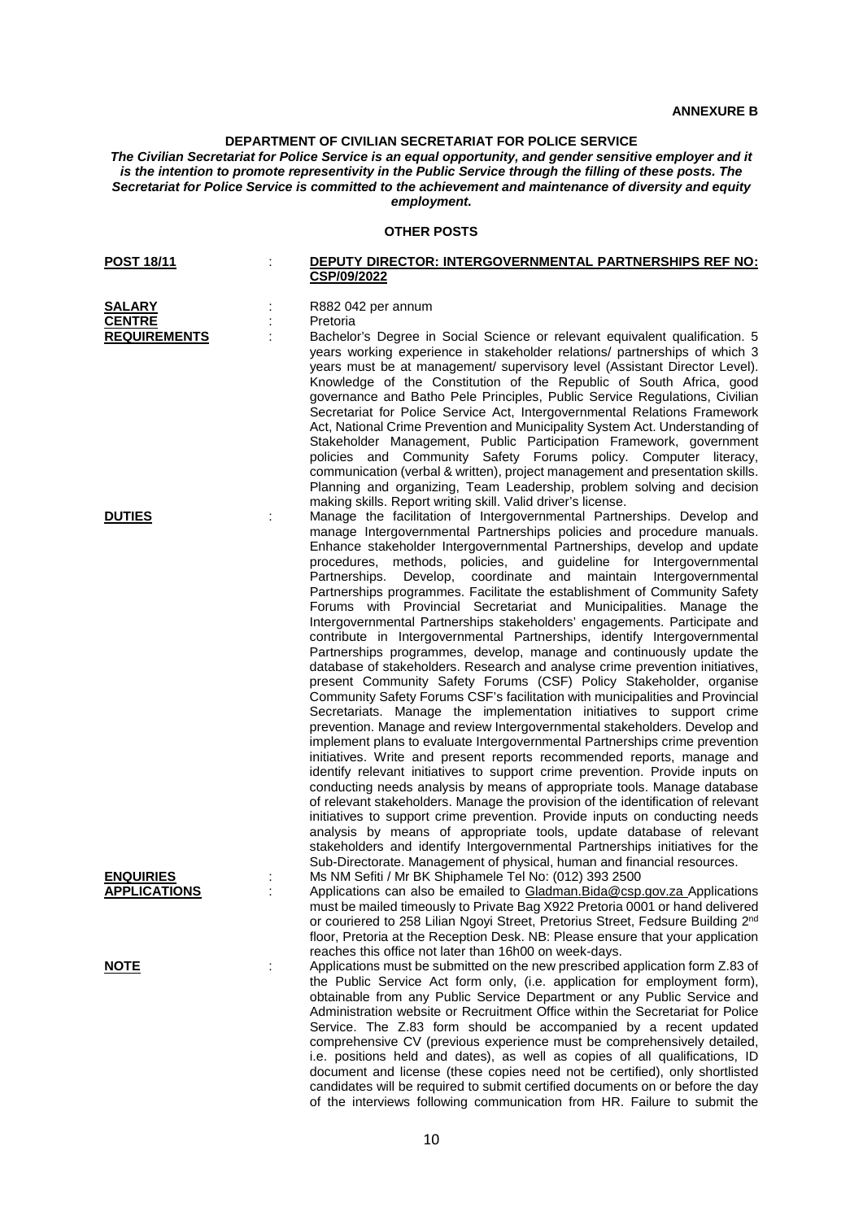**ANNEXURE B**

**DEPARTMENT OF CIVILIAN SECRETARIAT FOR POLICE SERVICE**

***The Civilian Secretariat for Police Service is an equal opportunity, and gender sensitive employer and it is the intention to promote representivity in the Public Service through the filling of these posts. The Secretariat for Police Service is committed to the achievement and maintenance of diversity and equity employment.***

**OTHER POSTS**

**POST 18/11** : **DEPUTY DIRECTOR: INTERGOVERNMENTAL PARTNERSHIPS REF NO: CSP/09/2022**

**SALARY** : R882 042 per annum

**CENTRE** : Pretoria

**REQUIREMENTS** : Bachelor's Degree in Social Science or relevant equivalent qualification. 5 years working experience in stakeholder relations/ partnerships of which 3 years must be at management/ supervisory level (Assistant Director Level). Knowledge of the Constitution of the Republic of South Africa, good governance and Batho Pele Principles, Public Service Regulations, Civilian Secretariat for Police Service Act, Intergovernmental Relations Framework Act, National Crime Prevention and Municipality System Act. Understanding of Stakeholder Management, Public Participation Framework, government policies and Community Safety Forums policy. Computer literacy, communication (verbal & written), project management and presentation skills. Planning and organizing, Team Leadership, problem solving and decision making skills. Report writing skill. Valid driver's license.

**DUTIES** : Manage the facilitation of Intergovernmental Partnerships. Develop and manage Intergovernmental Partnerships policies and procedure manuals. Enhance stakeholder Intergovernmental Partnerships, develop and update procedures, methods, policies, and guideline for Intergovernmental Partnerships. Develop, coordinate and maintain Intergovernmental Partnerships programmes. Facilitate the establishment of Community Safety Forums with Provincial Secretariat and Municipalities. Manage the Intergovernmental Partnerships stakeholders' engagements. Participate and contribute in Intergovernmental Partnerships, identify Intergovernmental Partnerships programmes, develop, manage and continuously update the database of stakeholders. Research and analyse crime prevention initiatives, present Community Safety Forums (CSF) Policy Stakeholder, organise Community Safety Forums CSF's facilitation with municipalities and Provincial Secretariats. Manage the implementation initiatives to support crime prevention. Manage and review Intergovernmental stakeholders. Develop and implement plans to evaluate Intergovernmental Partnerships crime prevention initiatives. Write and present reports recommended reports, manage and identify relevant initiatives to support crime prevention. Provide inputs on conducting needs analysis by means of appropriate tools. Manage database of relevant stakeholders. Manage the provision of the identification of relevant initiatives to support crime prevention. Provide inputs on conducting needs analysis by means of appropriate tools, update database of relevant stakeholders and identify Intergovernmental Partnerships initiatives for the Sub-Directorate. Management of physical, human and financial resources.

**ENQUIRIES** : Ms NM Sefiti / Mr BK Shiphamele Tel No: (012) 393 2500

**APPLICATIONS** : Applications can also be emailed to Gladman.Bida@csp.gov.za Applications must be mailed timeously to Private Bag X922 Pretoria 0001 or hand delivered or couriered to 258 Lilian Ngoyi Street, Pretorius Street, Fedsure Building 2nd floor, Pretoria at the Reception Desk. NB: Please ensure that your application reaches this office not later than 16h00 on week-days.

**NOTE** : Applications must be submitted on the new prescribed application form Z.83 of the Public Service Act form only, (i.e. application for employment form), obtainable from any Public Service Department or any Public Service and Administration website or Recruitment Office within the Secretariat for Police Service. The Z.83 form should be accompanied by a recent updated comprehensive CV (previous experience must be comprehensively detailed, i.e. positions held and dates), as well as copies of all qualifications, ID document and license (these copies need not be certified), only shortlisted candidates will be required to submit certified documents on or before the day of the interviews following communication from HR. Failure to submit the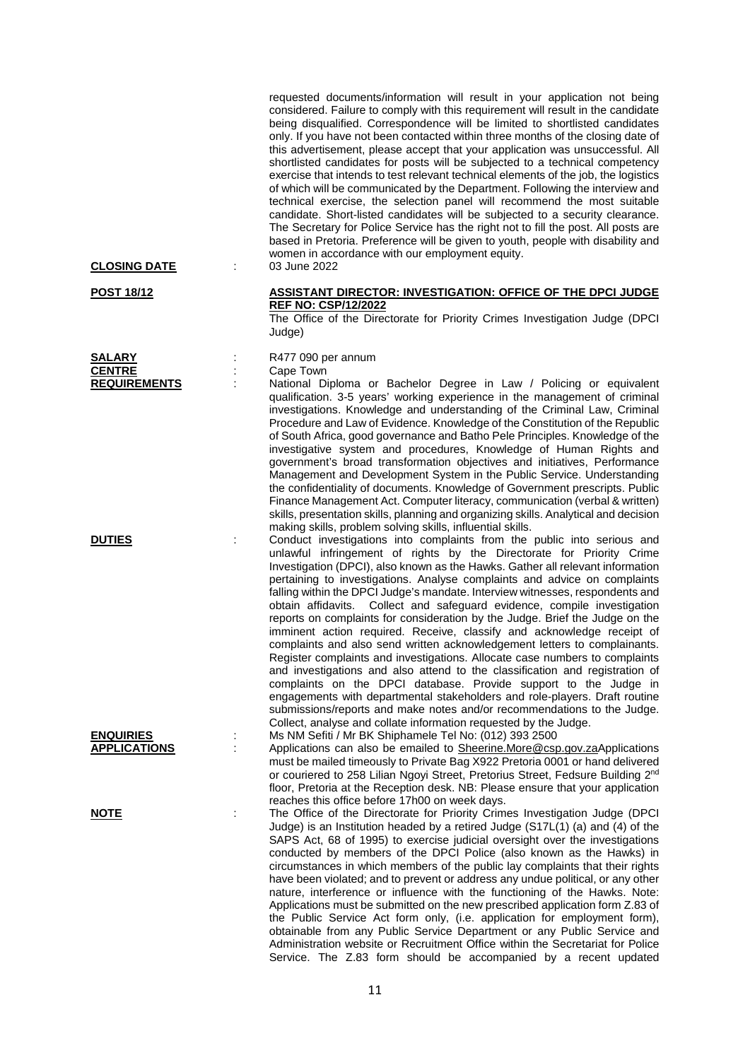requested documents/information will result in your application not being considered. Failure to comply with this requirement will result in the candidate being disqualified. Correspondence will be limited to shortlisted candidates only. If you have not been contacted within three months of the closing date of this advertisement, please accept that your application was unsuccessful. All shortlisted candidates for posts will be subjected to a technical competency exercise that intends to test relevant technical elements of the job, the logistics of which will be communicated by the Department. Following the interview and technical exercise, the selection panel will recommend the most suitable candidate. Short-listed candidates will be subjected to a security clearance. The Secretary for Police Service has the right not to fill the post. All posts are based in Pretoria. Preference will be given to youth, people with disability and women in accordance with our employment equity.

**CLOSING DATE** : 03 June 2022

**POST 18/12** : **ASSISTANT DIRECTOR: INVESTIGATION: OFFICE OF THE DPCI JUDGE REF NO: CSP/12/2022**

The Office of the Directorate for Priority Crimes Investigation Judge (DPCI Judge)

**SALARY** : R477 090 per annum

**CENTRE** : Cape Town

**REQUIREMENTS** : National Diploma or Bachelor Degree in Law / Policing or equivalent qualification. 3-5 years' working experience in the management of criminal investigations. Knowledge and understanding of the Criminal Law, Criminal Procedure and Law of Evidence. Knowledge of the Constitution of the Republic of South Africa, good governance and Batho Pele Principles. Knowledge of the investigative system and procedures, Knowledge of Human Rights and government's broad transformation objectives and initiatives, Performance Management and Development System in the Public Service. Understanding the confidentiality of documents. Knowledge of Government prescripts. Public Finance Management Act. Computer literacy, communication (verbal & written) skills, presentation skills, planning and organizing skills. Analytical and decision making skills, problem solving skills, influential skills.

**DUTIES** : Conduct investigations into complaints from the public into serious and unlawful infringement of rights by the Directorate for Priority Crime Investigation (DPCI), also known as the Hawks. Gather all relevant information pertaining to investigations. Analyse complaints and advice on complaints falling within the DPCI Judge's mandate. Interview witnesses, respondents and obtain affidavits. Collect and safeguard evidence, compile investigation reports on complaints for consideration by the Judge. Brief the Judge on the imminent action required. Receive, classify and acknowledge receipt of complaints and also send written acknowledgement letters to complainants. Register complaints and investigations. Allocate case numbers to complaints and investigations and also attend to the classification and registration of complaints on the DPCI database. Provide support to the Judge in engagements with departmental stakeholders and role-players. Draft routine submissions/reports and make notes and/or recommendations to the Judge. Collect, analyse and collate information requested by the Judge.

**ENQUIRIES** : Ms NM Sefiti / Mr BK Shiphamele Tel No: (012) 393 2500

**APPLICATIONS** : Applications can also be emailed to Sheerine.More@csp.gov.zaApplications must be mailed timeously to Private Bag X922 Pretoria 0001 or hand delivered or couriered to 258 Lilian Ngoyi Street, Pretorius Street, Fedsure Building 2nd floor, Pretoria at the Reception desk. NB: Please ensure that your application reaches this office before 17h00 on week days.

**NOTE** : The Office of the Directorate for Priority Crimes Investigation Judge (DPCI Judge) is an Institution headed by a retired Judge (S17L(1) (a) and (4) of the SAPS Act, 68 of 1995) to exercise judicial oversight over the investigations conducted by members of the DPCI Police (also known as the Hawks) in circumstances in which members of the public lay complaints that their rights have been violated; and to prevent or address any undue political, or any other nature, interference or influence with the functioning of the Hawks. Note: Applications must be submitted on the new prescribed application form Z.83 of the Public Service Act form only, (i.e. application for employment form), obtainable from any Public Service Department or any Public Service and Administration website or Recruitment Office within the Secretariat for Police Service. The Z.83 form should be accompanied by a recent updated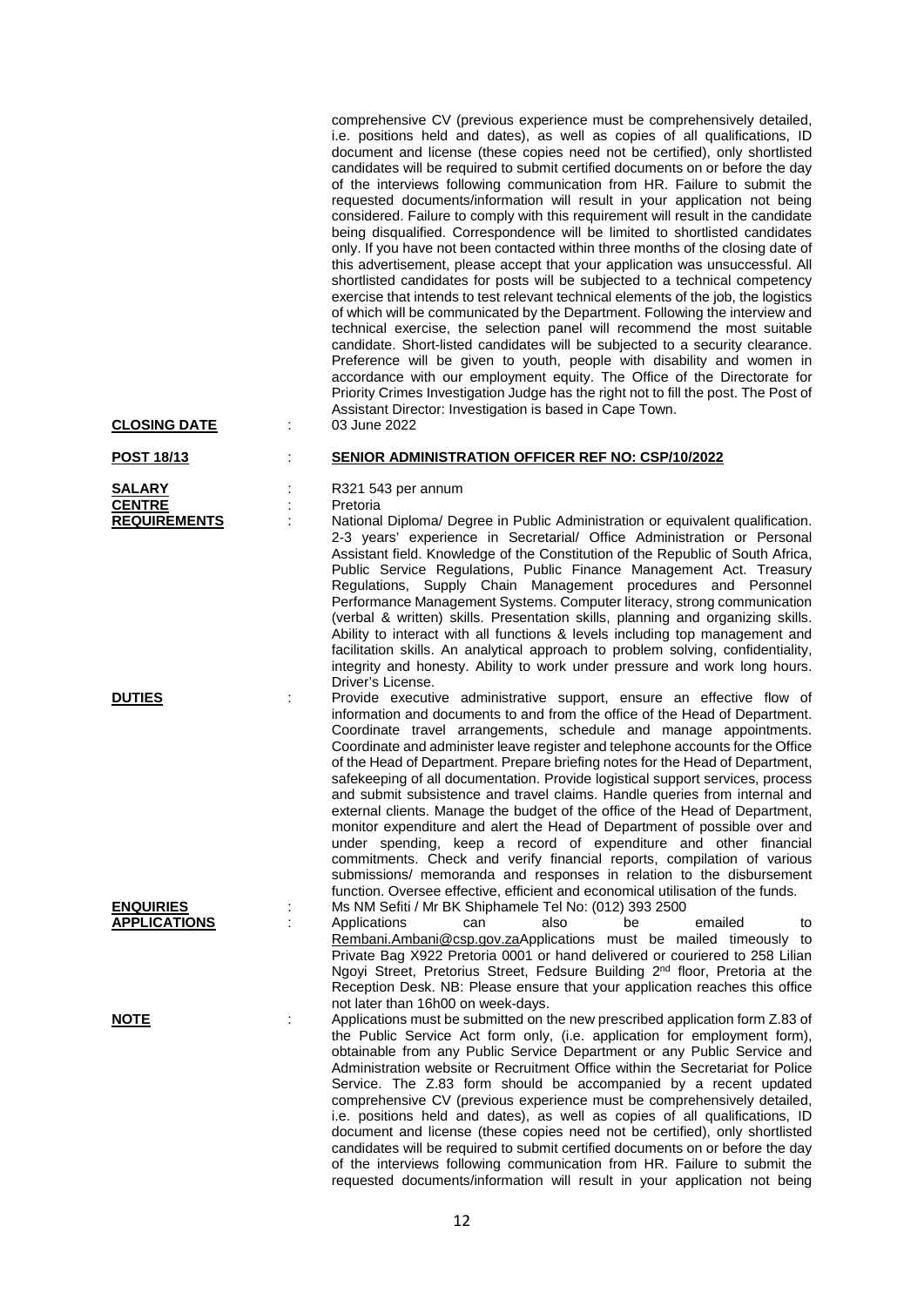comprehensive CV (previous experience must be comprehensively detailed, i.e. positions held and dates), as well as copies of all qualifications, ID document and license (these copies need not be certified), only shortlisted candidates will be required to submit certified documents on or before the day of the interviews following communication from HR. Failure to submit the requested documents/information will result in your application not being considered. Failure to comply with this requirement will result in the candidate being disqualified. Correspondence will be limited to shortlisted candidates only. If you have not been contacted within three months of the closing date of this advertisement, please accept that your application was unsuccessful. All shortlisted candidates for posts will be subjected to a technical competency exercise that intends to test relevant technical elements of the job, the logistics of which will be communicated by the Department. Following the interview and technical exercise, the selection panel will recommend the most suitable candidate. Short-listed candidates will be subjected to a security clearance. Preference will be given to youth, people with disability and women in accordance with our employment equity. The Office of the Directorate for Priority Crimes Investigation Judge has the right not to fill the post. The Post of Assistant Director: Investigation is based in Cape Town.

**CLOSING DATE** : 03 June 2022

**POST 18/13** : **SENIOR ADMINISTRATION OFFICER REF NO: CSP/10/2022**

**SALARY** : R321 543 per annum

**CENTRE** : Pretoria

**REQUIREMENTS** : National Diploma/ Degree in Public Administration or equivalent qualification. 2-3 years' experience in Secretarial/ Office Administration or Personal Assistant field. Knowledge of the Constitution of the Republic of South Africa, Public Service Regulations, Public Finance Management Act. Treasury Regulations, Supply Chain Management procedures and Personnel Performance Management Systems. Computer literacy, strong communication (verbal & written) skills. Presentation skills, planning and organizing skills. Ability to interact with all functions & levels including top management and facilitation skills. An analytical approach to problem solving, confidentiality, integrity and honesty. Ability to work under pressure and work long hours. Driver's License.

**DUTIES** : Provide executive administrative support, ensure an effective flow of information and documents to and from the office of the Head of Department. Coordinate travel arrangements, schedule and manage appointments. Coordinate and administer leave register and telephone accounts for the Office of the Head of Department. Prepare briefing notes for the Head of Department, safekeeping of all documentation. Provide logistical support services, process and submit subsistence and travel claims. Handle queries from internal and external clients. Manage the budget of the office of the Head of Department, monitor expenditure and alert the Head of Department of possible over and under spending, keep a record of expenditure and other financial commitments. Check and verify financial reports, compilation of various submissions/ memoranda and responses in relation to the disbursement function. Oversee effective, efficient and economical utilisation of the funds.

**ENQUIRIES** : Ms NM Sefiti / Mr BK Shiphamele Tel No: (012) 393 2500

**APPLICATIONS** : Applications can also be emailed to Rembani.Ambani@csp.gov.zaApplications must be mailed timeously to Private Bag X922 Pretoria 0001 or hand delivered or couriered to 258 Lilian Ngoyi Street, Pretorius Street, Fedsure Building 2nd floor, Pretoria at the Reception Desk. NB: Please ensure that your application reaches this office not later than 16h00 on week-days.

**NOTE** : Applications must be submitted on the new prescribed application form Z.83 of the Public Service Act form only, (i.e. application for employment form), obtainable from any Public Service Department or any Public Service and Administration website or Recruitment Office within the Secretariat for Police Service. The Z.83 form should be accompanied by a recent updated comprehensive CV (previous experience must be comprehensively detailed, i.e. positions held and dates), as well as copies of all qualifications, ID document and license (these copies need not be certified), only shortlisted candidates will be required to submit certified documents on or before the day of the interviews following communication from HR. Failure to submit the requested documents/information will result in your application not being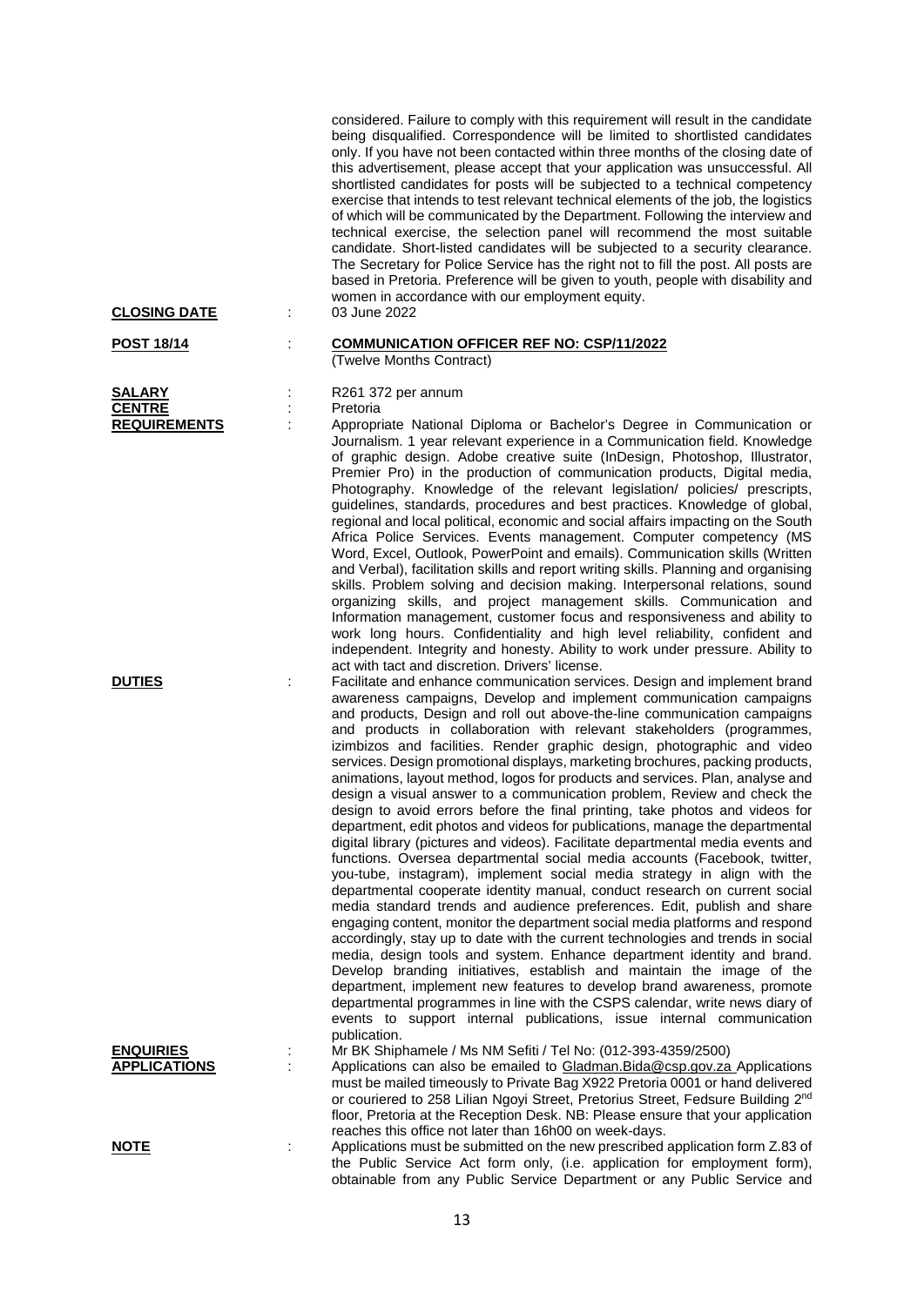considered. Failure to comply with this requirement will result in the candidate being disqualified. Correspondence will be limited to shortlisted candidates only. If you have not been contacted within three months of the closing date of this advertisement, please accept that your application was unsuccessful. All shortlisted candidates for posts will be subjected to a technical competency exercise that intends to test relevant technical elements of the job, the logistics of which will be communicated by the Department. Following the interview and technical exercise, the selection panel will recommend the most suitable candidate. Short-listed candidates will be subjected to a security clearance. The Secretary for Police Service has the right not to fill the post. All posts are based in Pretoria. Preference will be given to youth, people with disability and women in accordance with our employment equity.

**CLOSING DATE** : 03 June 2022

**POST 18/14** : **COMMUNICATION OFFICER REF NO: CSP/11/2022**
(Twelve Months Contract)

**SALARY** : R261 372 per annum

**CENTRE** : Pretoria

**REQUIREMENTS** : Appropriate National Diploma or Bachelor's Degree in Communication or Journalism. 1 year relevant experience in a Communication field. Knowledge of graphic design. Adobe creative suite (InDesign, Photoshop, Illustrator, Premier Pro) in the production of communication products, Digital media, Photography. Knowledge of the relevant legislation/ policies/ prescripts, guidelines, standards, procedures and best practices. Knowledge of global, regional and local political, economic and social affairs impacting on the South Africa Police Services. Events management. Computer competency (MS Word, Excel, Outlook, PowerPoint and emails). Communication skills (Written and Verbal), facilitation skills and report writing skills. Planning and organising skills. Problem solving and decision making. Interpersonal relations, sound organizing skills, and project management skills. Communication and Information management, customer focus and responsiveness and ability to work long hours. Confidentiality and high level reliability, confident and independent. Integrity and honesty. Ability to work under pressure. Ability to act with tact and discretion. Drivers' license.

**DUTIES** : Facilitate and enhance communication services. Design and implement brand awareness campaigns, Develop and implement communication campaigns and products, Design and roll out above-the-line communication campaigns and products in collaboration with relevant stakeholders (programmes, izimbizos and facilities. Render graphic design, photographic and video services. Design promotional displays, marketing brochures, packing products, animations, layout method, logos for products and services. Plan, analyse and design a visual answer to a communication problem, Review and check the design to avoid errors before the final printing, take photos and videos for department, edit photos and videos for publications, manage the departmental digital library (pictures and videos). Facilitate departmental media events and functions. Oversea departmental social media accounts (Facebook, twitter, you-tube, instagram), implement social media strategy in align with the departmental cooperate identity manual, conduct research on current social media standard trends and audience preferences. Edit, publish and share engaging content, monitor the department social media platforms and respond accordingly, stay up to date with the current technologies and trends in social media, design tools and system. Enhance department identity and brand. Develop branding initiatives, establish and maintain the image of the department, implement new features to develop brand awareness, promote departmental programmes in line with the CSPS calendar, write news diary of events to support internal publications, issue internal communication publication.

**ENQUIRIES** : Mr BK Shiphamele / Ms NM Sefiti / Tel No: (012-393-4359/2500)

**APPLICATIONS** : Applications can also be emailed to Gladman.Bida@csp.gov.za Applications must be mailed timeously to Private Bag X922 Pretoria 0001 or hand delivered or couriered to 258 Lilian Ngoyi Street, Pretorius Street, Fedsure Building 2nd floor, Pretoria at the Reception Desk. NB: Please ensure that your application reaches this office not later than 16h00 on week-days.

**NOTE** : Applications must be submitted on the new prescribed application form Z.83 of the Public Service Act form only, (i.e. application for employment form), obtainable from any Public Service Department or any Public Service and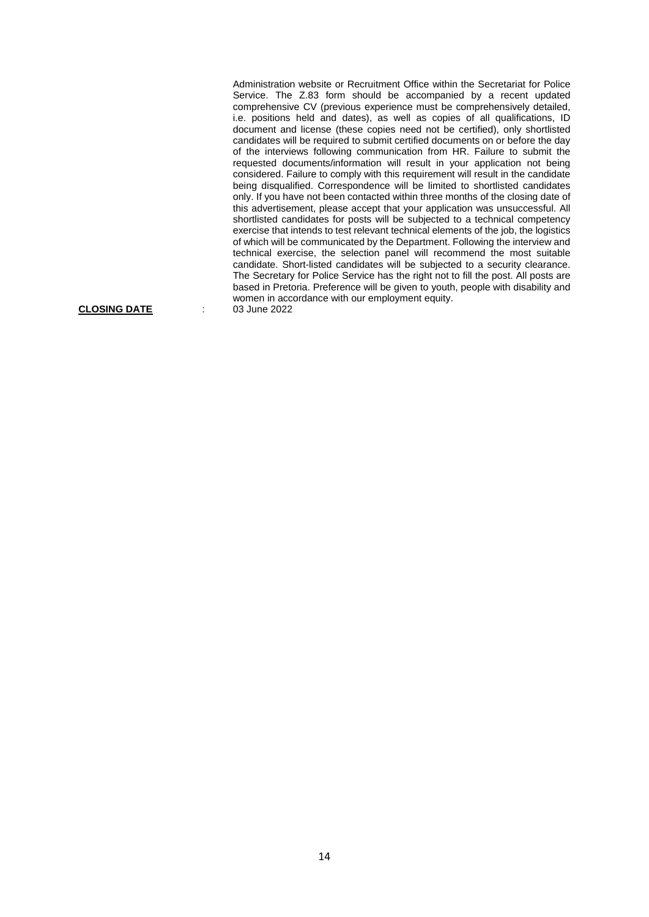Administration website or Recruitment Office within the Secretariat for Police Service. The Z.83 form should be accompanied by a recent updated comprehensive CV (previous experience must be comprehensively detailed, i.e. positions held and dates), as well as copies of all qualifications, ID document and license (these copies need not be certified), only shortlisted candidates will be required to submit certified documents on or before the day of the interviews following communication from HR. Failure to submit the requested documents/information will result in your application not being considered. Failure to comply with this requirement will result in the candidate being disqualified. Correspondence will be limited to shortlisted candidates only. If you have not been contacted within three months of the closing date of this advertisement, please accept that your application was unsuccessful. All shortlisted candidates for posts will be subjected to a technical competency exercise that intends to test relevant technical elements of the job, the logistics of which will be communicated by the Department. Following the interview and technical exercise, the selection panel will recommend the most suitable candidate. Short-listed candidates will be subjected to a security clearance. The Secretary for Police Service has the right not to fill the post. All posts are based in Pretoria. Preference will be given to youth, people with disability and women in accordance with our employment equity.

**CLOSING DATE** : 03 June 2022